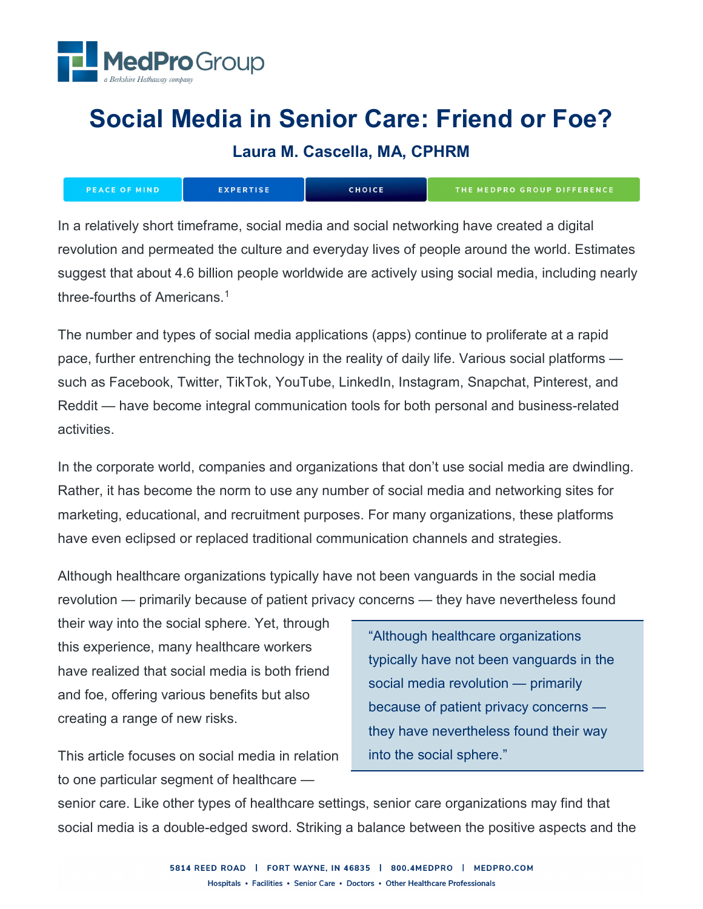# Social Media in Senior Care: Friend or Foe?

**Laura M. Cascella, MA, CPHRM**

PEACE OF MIND | EXPERTISE | CHOICE | THE MEDPRO GROUP DIFFERENCE

In a relatively short timeframe, social media and social networking have created a digital revolution and permeated the culture and everyday lives of people around the world. Estimates suggest that about 4.6 billion people worldwide are actively using social media, including nearly three-fourths of Americans.[1]

The number and types of social media applications (apps) continue to proliferate at a rapid pace, further entrenching the technology in the reality of daily life. Various social platforms — such as Facebook, Twitter, TikTok, YouTube, LinkedIn, Instagram, Snapchat, Pinterest, and Reddit — have become integral communication tools for both personal and business-related activities.

In the corporate world, companies and organizations that don't use social media are dwindling. Rather, it has become the norm to use any number of social media and networking sites for marketing, educational, and recruitment purposes. For many organizations, these platforms have even eclipsed or replaced traditional communication channels and strategies.

Although healthcare organizations typically have not been vanguards in the social media revolution — primarily because of patient privacy concerns — they have nevertheless found their way into the social sphere. Yet, through this experience, many healthcare workers have realized that social media is both friend and foe, offering various benefits but also creating a range of new risks.

> "Although healthcare organizations typically have not been vanguards in the social media revolution — primarily because of patient privacy concerns — they have nevertheless found their way into the social sphere."

This article focuses on social media in relation to one particular segment of healthcare — senior care. Like other types of healthcare settings, senior care organizations may find that social media is a double-edged sword. Striking a balance between the positive aspects and the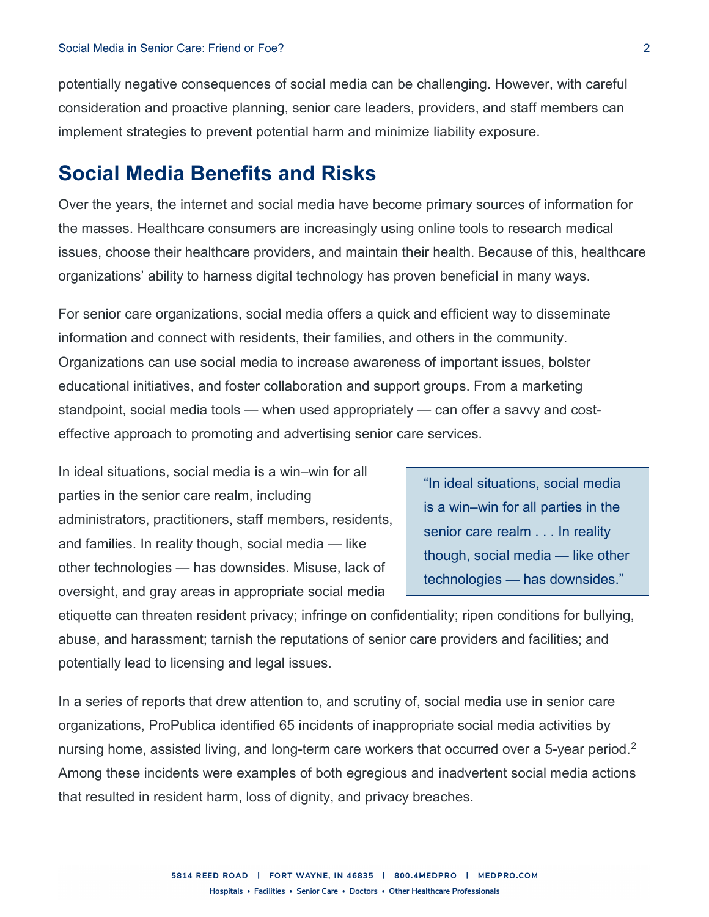potentially negative consequences of social media can be challenging. However, with careful consideration and proactive planning, senior care leaders, providers, and staff members can implement strategies to prevent potential harm and minimize liability exposure.

## Social Media Benefits and Risks

Over the years, the internet and social media have become primary sources of information for the masses. Healthcare consumers are increasingly using online tools to research medical issues, choose their healthcare providers, and maintain their health. Because of this, healthcare organizations' ability to harness digital technology has proven beneficial in many ways.

For senior care organizations, social media offers a quick and efficient way to disseminate information and connect with residents, their families, and others in the community. Organizations can use social media to increase awareness of important issues, bolster educational initiatives, and foster collaboration and support groups. From a marketing standpoint, social media tools — when used appropriately — can offer a savvy and cost-effective approach to promoting and advertising senior care services.

In ideal situations, social media is a win–win for all parties in the senior care realm, including administrators, practitioners, staff members, residents, and families. In reality though, social media — like other technologies — has downsides. Misuse, lack of oversight, and gray areas in appropriate social media etiquette can threaten resident privacy; infringe on confidentiality; ripen conditions for bullying, abuse, and harassment; tarnish the reputations of senior care providers and facilities; and potentially lead to licensing and legal issues.

> "In ideal situations, social media is a win–win for all parties in the senior care realm . . . In reality though, social media — like other technologies — has downsides."

In a series of reports that drew attention to, and scrutiny of, social media use in senior care organizations, ProPublica identified 65 incidents of inappropriate social media activities by nursing home, assisted living, and long-term care workers that occurred over a 5-year period.[2] Among these incidents were examples of both egregious and inadvertent social media actions that resulted in resident harm, loss of dignity, and privacy breaches.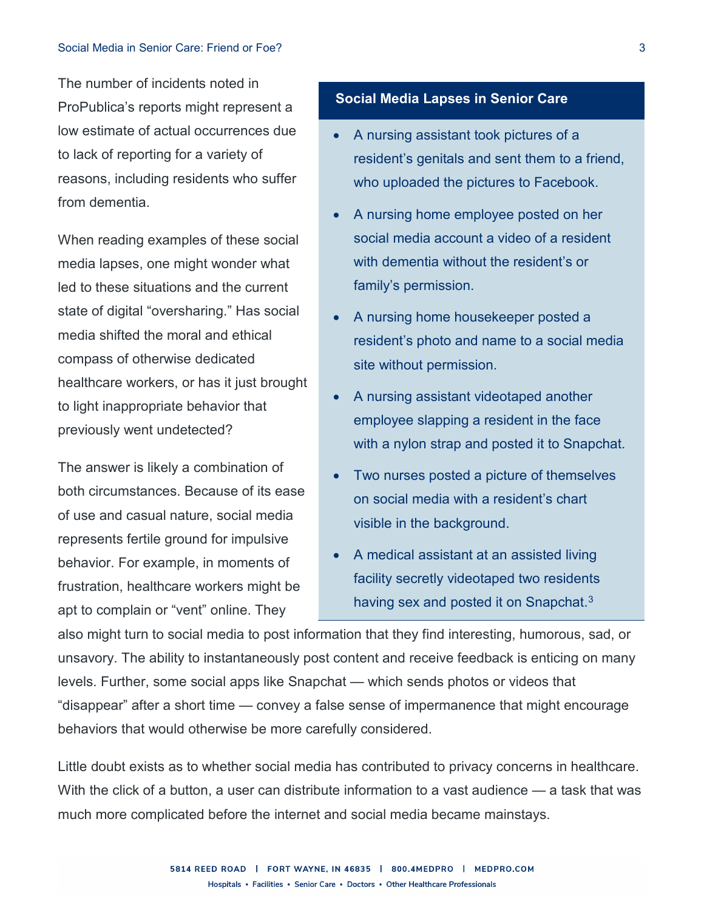The number of incidents noted in ProPublica's reports might represent a low estimate of actual occurrences due to lack of reporting for a variety of reasons, including residents who suffer from dementia.

When reading examples of these social media lapses, one might wonder what led to these situations and the current state of digital "oversharing." Has social media shifted the moral and ethical compass of otherwise dedicated healthcare workers, or has it just brought to light inappropriate behavior that previously went undetected?

The answer is likely a combination of both circumstances. Because of its ease of use and casual nature, social media represents fertile ground for impulsive behavior. For example, in moments of frustration, healthcare workers might be apt to complain or "vent" online. They also might turn to social media to post information that they find interesting, humorous, sad, or unsavory. The ability to instantaneously post content and receive feedback is enticing on many levels. Further, some social apps like Snapchat — which sends photos or videos that "disappear" after a short time — convey a false sense of impermanence that might encourage behaviors that would otherwise be more carefully considered.

Little doubt exists as to whether social media has contributed to privacy concerns in healthcare. With the click of a button, a user can distribute information to a vast audience — a task that was much more complicated before the internet and social media became mainstays.

### Social Media Lapses in Senior Care

- A nursing assistant took pictures of a resident's genitals and sent them to a friend, who uploaded the pictures to Facebook.
- A nursing home employee posted on her social media account a video of a resident with dementia without the resident's or family's permission.
- A nursing home housekeeper posted a resident's photo and name to a social media site without permission.
- A nursing assistant videotaped another employee slapping a resident in the face with a nylon strap and posted it to Snapchat.
- Two nurses posted a picture of themselves on social media with a resident's chart visible in the background.
- A medical assistant at an assisted living facility secretly videotaped two residents having sex and posted it on Snapchat.[3]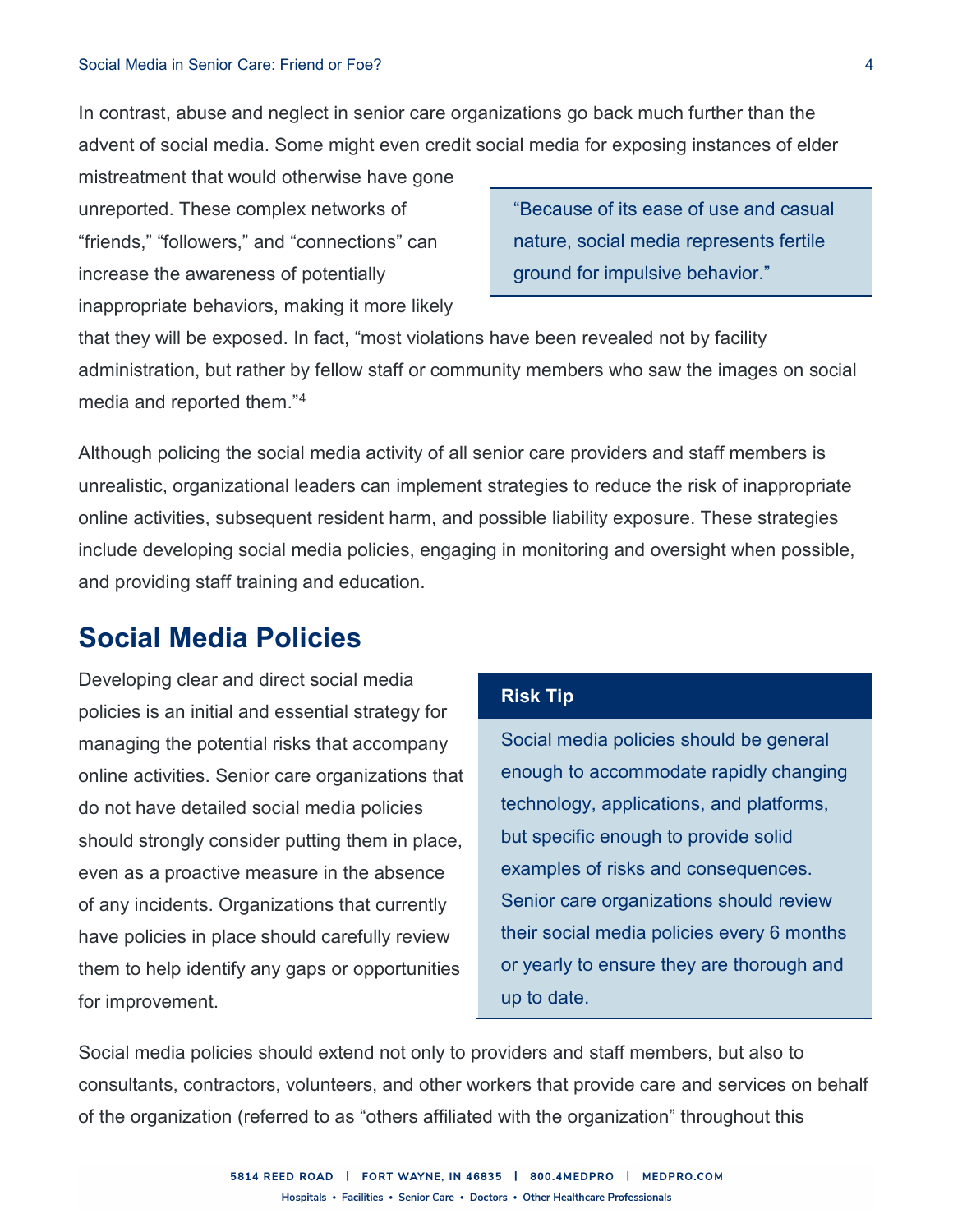In contrast, abuse and neglect in senior care organizations go back much further than the advent of social media. Some might even credit social media for exposing instances of elder mistreatment that would otherwise have gone unreported. These complex networks of "friends," "followers," and "connections" can increase the awareness of potentially inappropriate behaviors, making it more likely that they will be exposed. In fact, "most violations have been revealed not by facility administration, but rather by fellow staff or community members who saw the images on social media and reported them."[4]

> "Because of its ease of use and casual nature, social media represents fertile ground for impulsive behavior."

Although policing the social media activity of all senior care providers and staff members is unrealistic, organizational leaders can implement strategies to reduce the risk of inappropriate online activities, subsequent resident harm, and possible liability exposure. These strategies include developing social media policies, engaging in monitoring and oversight when possible, and providing staff training and education.

## Social Media Policies

Developing clear and direct social media policies is an initial and essential strategy for managing the potential risks that accompany online activities. Senior care organizations that do not have detailed social media policies should strongly consider putting them in place, even as a proactive measure in the absence of any incidents. Organizations that currently have policies in place should carefully review them to help identify any gaps or opportunities for improvement.

> **Risk Tip**
>
> Social media policies should be general enough to accommodate rapidly changing technology, applications, and platforms, but specific enough to provide solid examples of risks and consequences. Senior care organizations should review their social media policies every 6 months or yearly to ensure they are thorough and up to date.

Social media policies should extend not only to providers and staff members, but also to consultants, contractors, volunteers, and other workers that provide care and services on behalf of the organization (referred to as "others affiliated with the organization" throughout this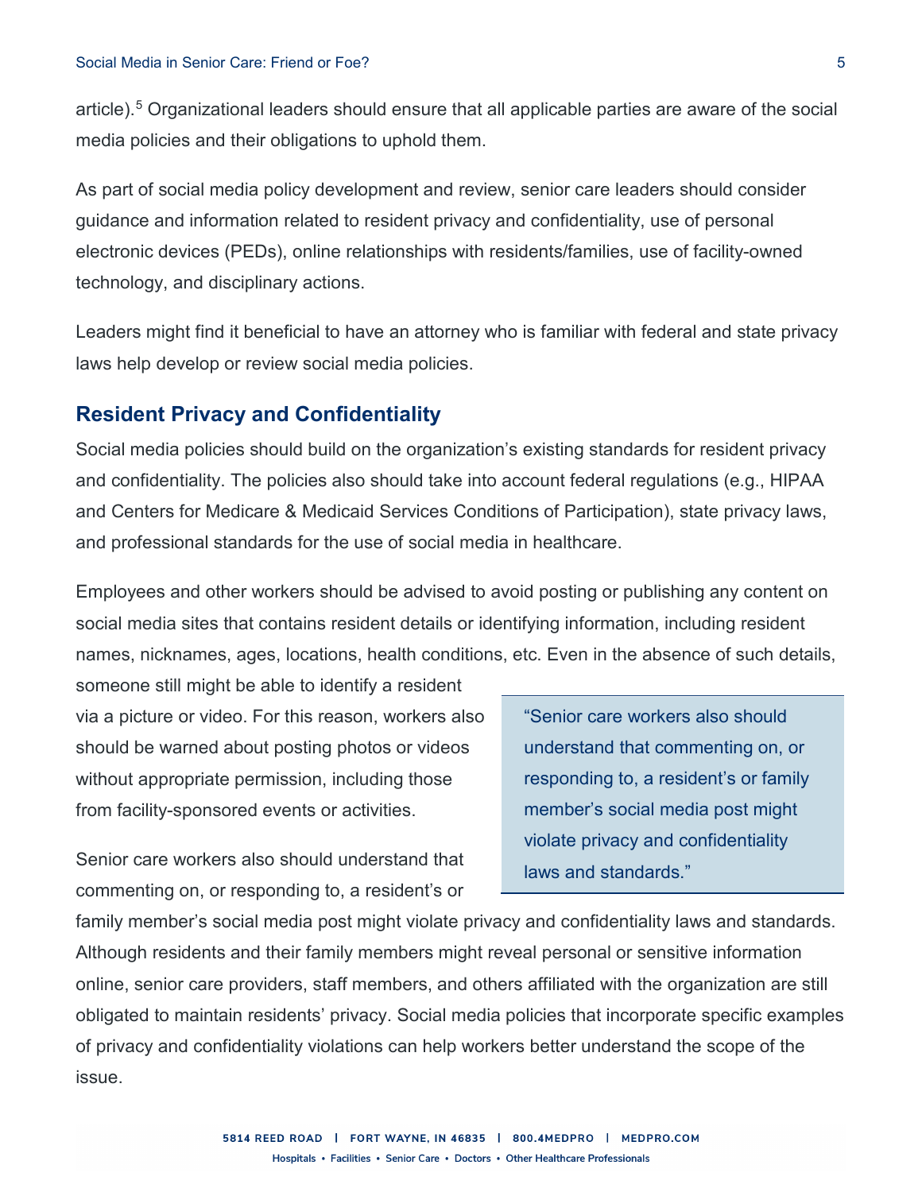article).[5] Organizational leaders should ensure that all applicable parties are aware of the social media policies and their obligations to uphold them.

As part of social media policy development and review, senior care leaders should consider guidance and information related to resident privacy and confidentiality, use of personal electronic devices (PEDs), online relationships with residents/families, use of facility-owned technology, and disciplinary actions.

Leaders might find it beneficial to have an attorney who is familiar with federal and state privacy laws help develop or review social media policies.

## Resident Privacy and Confidentiality

Social media policies should build on the organization's existing standards for resident privacy and confidentiality. The policies also should take into account federal regulations (e.g., HIPAA and Centers for Medicare & Medicaid Services Conditions of Participation), state privacy laws, and professional standards for the use of social media in healthcare.

Employees and other workers should be advised to avoid posting or publishing any content on social media sites that contains resident details or identifying information, including resident names, nicknames, ages, locations, health conditions, etc. Even in the absence of such details, someone still might be able to identify a resident via a picture or video. For this reason, workers also should be warned about posting photos or videos without appropriate permission, including those from facility-sponsored events or activities.

> "Senior care workers also should understand that commenting on, or responding to, a resident's or family member's social media post might violate privacy and confidentiality laws and standards."

Senior care workers also should understand that commenting on, or responding to, a resident's or family member's social media post might violate privacy and confidentiality laws and standards. Although residents and their family members might reveal personal or sensitive information online, senior care providers, staff members, and others affiliated with the organization are still obligated to maintain residents' privacy. Social media policies that incorporate specific examples of privacy and confidentiality violations can help workers better understand the scope of the issue.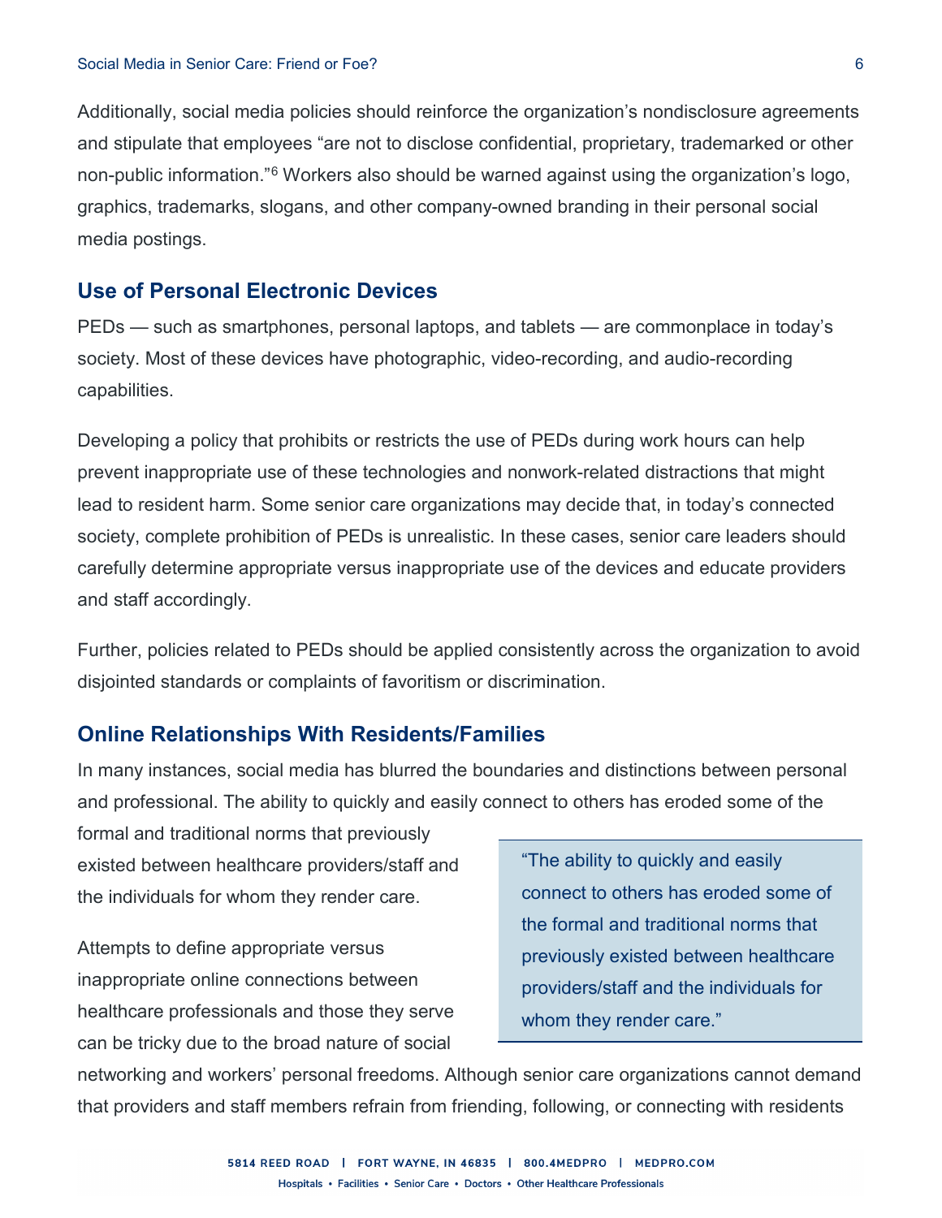Additionally, social media policies should reinforce the organization's nondisclosure agreements and stipulate that employees "are not to disclose confidential, proprietary, trademarked or other non-public information."[6] Workers also should be warned against using the organization's logo, graphics, trademarks, slogans, and other company-owned branding in their personal social media postings.

## Use of Personal Electronic Devices

PEDs — such as smartphones, personal laptops, and tablets — are commonplace in today's society. Most of these devices have photographic, video-recording, and audio-recording capabilities.

Developing a policy that prohibits or restricts the use of PEDs during work hours can help prevent inappropriate use of these technologies and nonwork-related distractions that might lead to resident harm. Some senior care organizations may decide that, in today's connected society, complete prohibition of PEDs is unrealistic. In these cases, senior care leaders should carefully determine appropriate versus inappropriate use of the devices and educate providers and staff accordingly.

Further, policies related to PEDs should be applied consistently across the organization to avoid disjointed standards or complaints of favoritism or discrimination.

## Online Relationships With Residents/Families

In many instances, social media has blurred the boundaries and distinctions between personal and professional. The ability to quickly and easily connect to others has eroded some of the formal and traditional norms that previously existed between healthcare providers/staff and the individuals for whom they render care.

> "The ability to quickly and easily connect to others has eroded some of the formal and traditional norms that previously existed between healthcare providers/staff and the individuals for whom they render care."

Attempts to define appropriate versus inappropriate online connections between healthcare professionals and those they serve can be tricky due to the broad nature of social networking and workers' personal freedoms. Although senior care organizations cannot demand that providers and staff members refrain from friending, following, or connecting with residents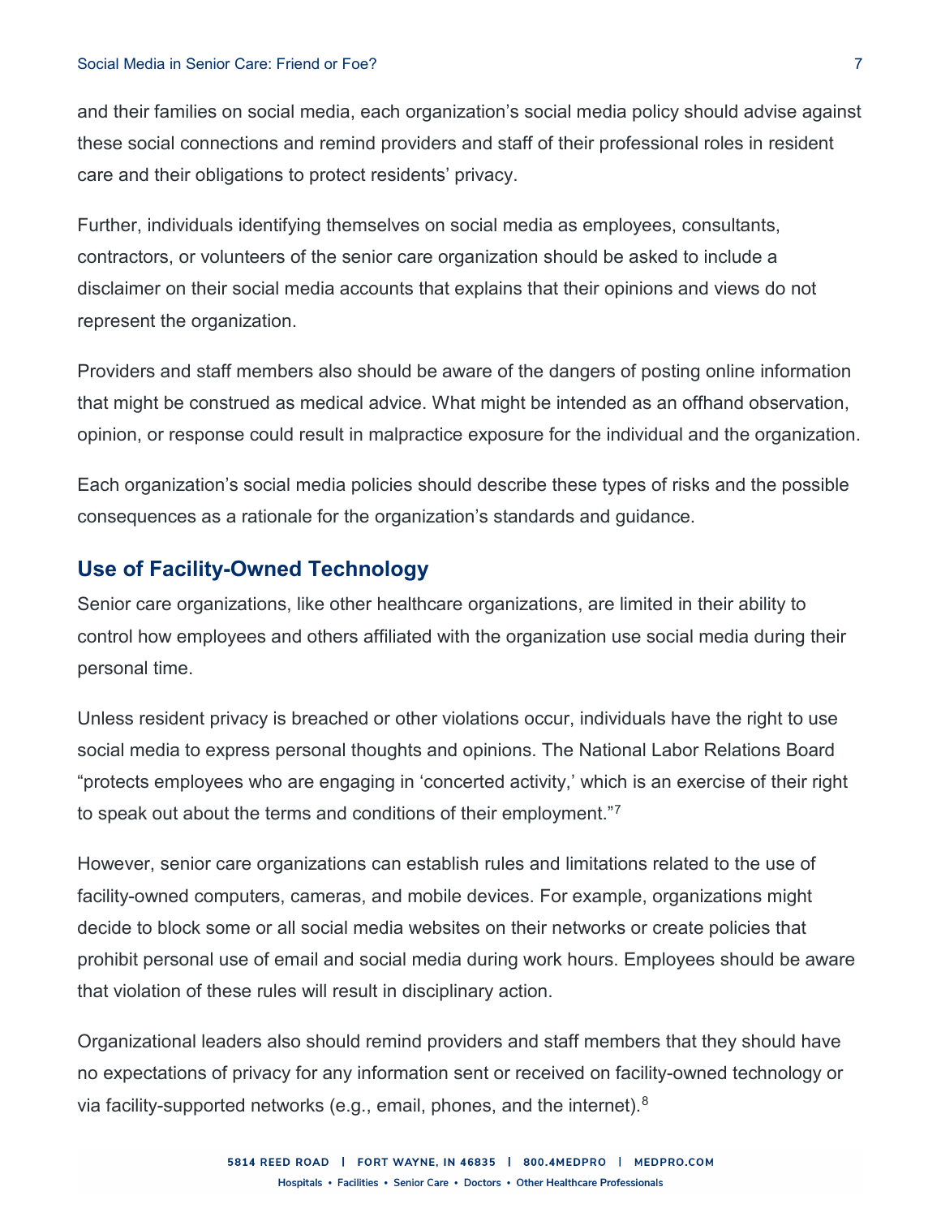and their families on social media, each organization's social media policy should advise against these social connections and remind providers and staff of their professional roles in resident care and their obligations to protect residents' privacy.

Further, individuals identifying themselves on social media as employees, consultants, contractors, or volunteers of the senior care organization should be asked to include a disclaimer on their social media accounts that explains that their opinions and views do not represent the organization.

Providers and staff members also should be aware of the dangers of posting online information that might be construed as medical advice. What might be intended as an offhand observation, opinion, or response could result in malpractice exposure for the individual and the organization.

Each organization's social media policies should describe these types of risks and the possible consequences as a rationale for the organization's standards and guidance.

## Use of Facility-Owned Technology

Senior care organizations, like other healthcare organizations, are limited in their ability to control how employees and others affiliated with the organization use social media during their personal time.

Unless resident privacy is breached or other violations occur, individuals have the right to use social media to express personal thoughts and opinions. The National Labor Relations Board "protects employees who are engaging in 'concerted activity,' which is an exercise of their right to speak out about the terms and conditions of their employment."[7]

However, senior care organizations can establish rules and limitations related to the use of facility-owned computers, cameras, and mobile devices. For example, organizations might decide to block some or all social media websites on their networks or create policies that prohibit personal use of email and social media during work hours. Employees should be aware that violation of these rules will result in disciplinary action.

Organizational leaders also should remind providers and staff members that they should have no expectations of privacy for any information sent or received on facility-owned technology or via facility-supported networks (e.g., email, phones, and the internet).[8]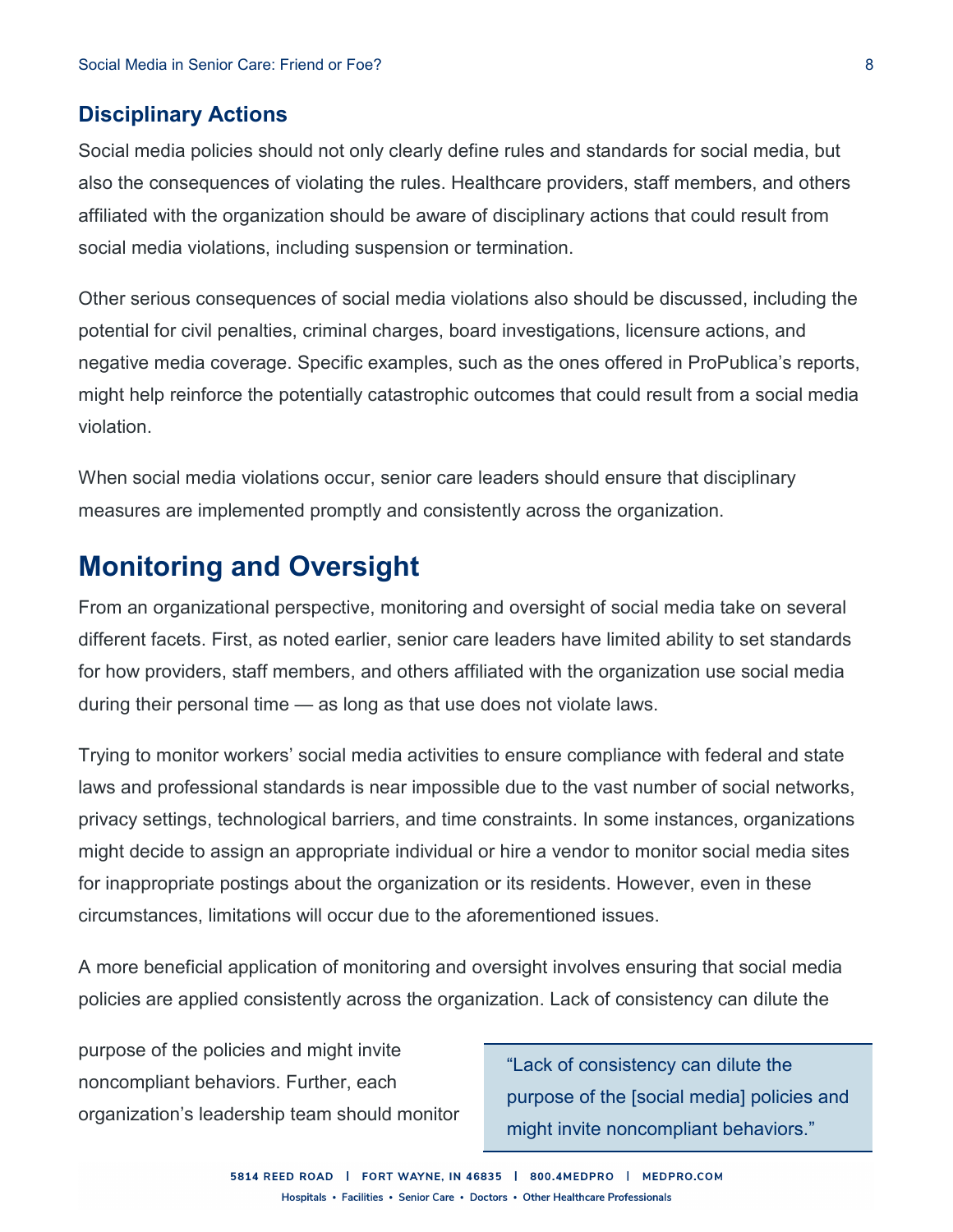### Disciplinary Actions

Social media policies should not only clearly define rules and standards for social media, but also the consequences of violating the rules. Healthcare providers, staff members, and others affiliated with the organization should be aware of disciplinary actions that could result from social media violations, including suspension or termination.

Other serious consequences of social media violations also should be discussed, including the potential for civil penalties, criminal charges, board investigations, licensure actions, and negative media coverage. Specific examples, such as the ones offered in ProPublica's reports, might help reinforce the potentially catastrophic outcomes that could result from a social media violation.

When social media violations occur, senior care leaders should ensure that disciplinary measures are implemented promptly and consistently across the organization.

## Monitoring and Oversight

From an organizational perspective, monitoring and oversight of social media take on several different facets. First, as noted earlier, senior care leaders have limited ability to set standards for how providers, staff members, and others affiliated with the organization use social media during their personal time — as long as that use does not violate laws.

Trying to monitor workers' social media activities to ensure compliance with federal and state laws and professional standards is near impossible due to the vast number of social networks, privacy settings, technological barriers, and time constraints. In some instances, organizations might decide to assign an appropriate individual or hire a vendor to monitor social media sites for inappropriate postings about the organization or its residents. However, even in these circumstances, limitations will occur due to the aforementioned issues.

A more beneficial application of monitoring and oversight involves ensuring that social media policies are applied consistently across the organization. Lack of consistency can dilute the purpose of the policies and might invite noncompliant behaviors. Further, each organization's leadership team should monitor

> "Lack of consistency can dilute the purpose of the [social media] policies and might invite noncompliant behaviors."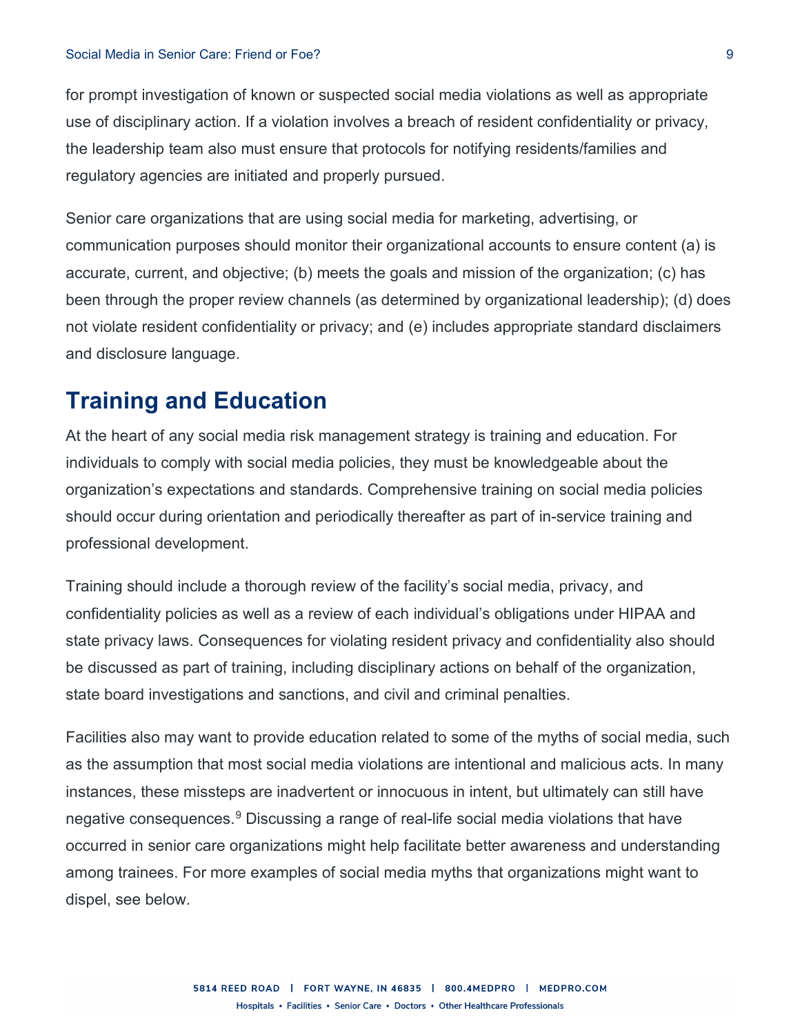for prompt investigation of known or suspected social media violations as well as appropriate use of disciplinary action. If a violation involves a breach of resident confidentiality or privacy, the leadership team also must ensure that protocols for notifying residents/families and regulatory agencies are initiated and properly pursued.

Senior care organizations that are using social media for marketing, advertising, or communication purposes should monitor their organizational accounts to ensure content (a) is accurate, current, and objective; (b) meets the goals and mission of the organization; (c) has been through the proper review channels (as determined by organizational leadership); (d) does not violate resident confidentiality or privacy; and (e) includes appropriate standard disclaimers and disclosure language.

## Training and Education

At the heart of any social media risk management strategy is training and education. For individuals to comply with social media policies, they must be knowledgeable about the organization's expectations and standards. Comprehensive training on social media policies should occur during orientation and periodically thereafter as part of in-service training and professional development.

Training should include a thorough review of the facility's social media, privacy, and confidentiality policies as well as a review of each individual's obligations under HIPAA and state privacy laws. Consequences for violating resident privacy and confidentiality also should be discussed as part of training, including disciplinary actions on behalf of the organization, state board investigations and sanctions, and civil and criminal penalties.

Facilities also may want to provide education related to some of the myths of social media, such as the assumption that most social media violations are intentional and malicious acts. In many instances, these missteps are inadvertent or innocuous in intent, but ultimately can still have negative consequences.[9] Discussing a range of real-life social media violations that have occurred in senior care organizations might help facilitate better awareness and understanding among trainees. For more examples of social media myths that organizations might want to dispel, see below.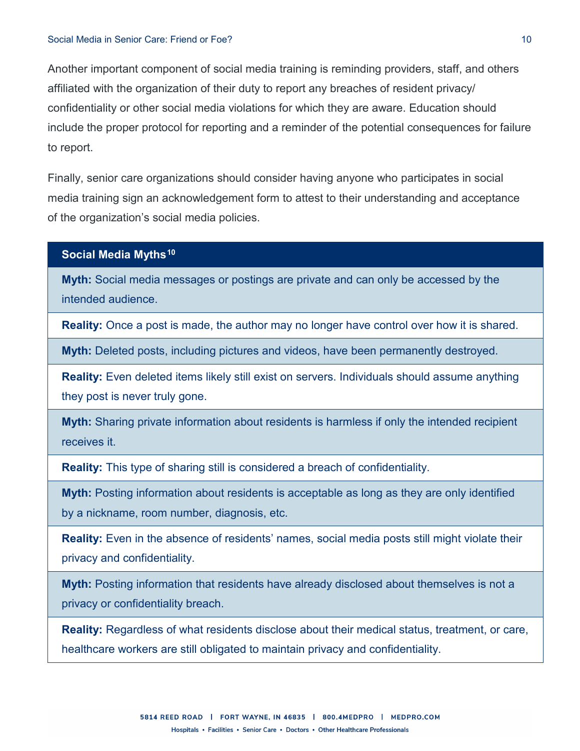Another important component of social media training is reminding providers, staff, and others affiliated with the organization of their duty to report any breaches of resident privacy/confidentiality or other social media violations for which they are aware. Education should include the proper protocol for reporting and a reminder of the potential consequences for failure to report.

Finally, senior care organizations should consider having anyone who participates in social media training sign an acknowledgement form to attest to their understanding and acceptance of the organization's social media policies.

| Social Media Myths[10] |
| --- |
| **Myth:** Social media messages or postings are private and can only be accessed by the intended audience. |
| **Reality:** Once a post is made, the author may no longer have control over how it is shared. |
| **Myth:** Deleted posts, including pictures and videos, have been permanently destroyed. |
| **Reality:** Even deleted items likely still exist on servers. Individuals should assume anything they post is never truly gone. |
| **Myth:** Sharing private information about residents is harmless if only the intended recipient receives it. |
| **Reality:** This type of sharing still is considered a breach of confidentiality. |
| **Myth:** Posting information about residents is acceptable as long as they are only identified by a nickname, room number, diagnosis, etc. |
| **Reality:** Even in the absence of residents' names, social media posts still might violate their privacy and confidentiality. |
| **Myth:** Posting information that residents have already disclosed about themselves is not a privacy or confidentiality breach. |
| **Reality:** Regardless of what residents disclose about their medical status, treatment, or care, healthcare workers are still obligated to maintain privacy and confidentiality. |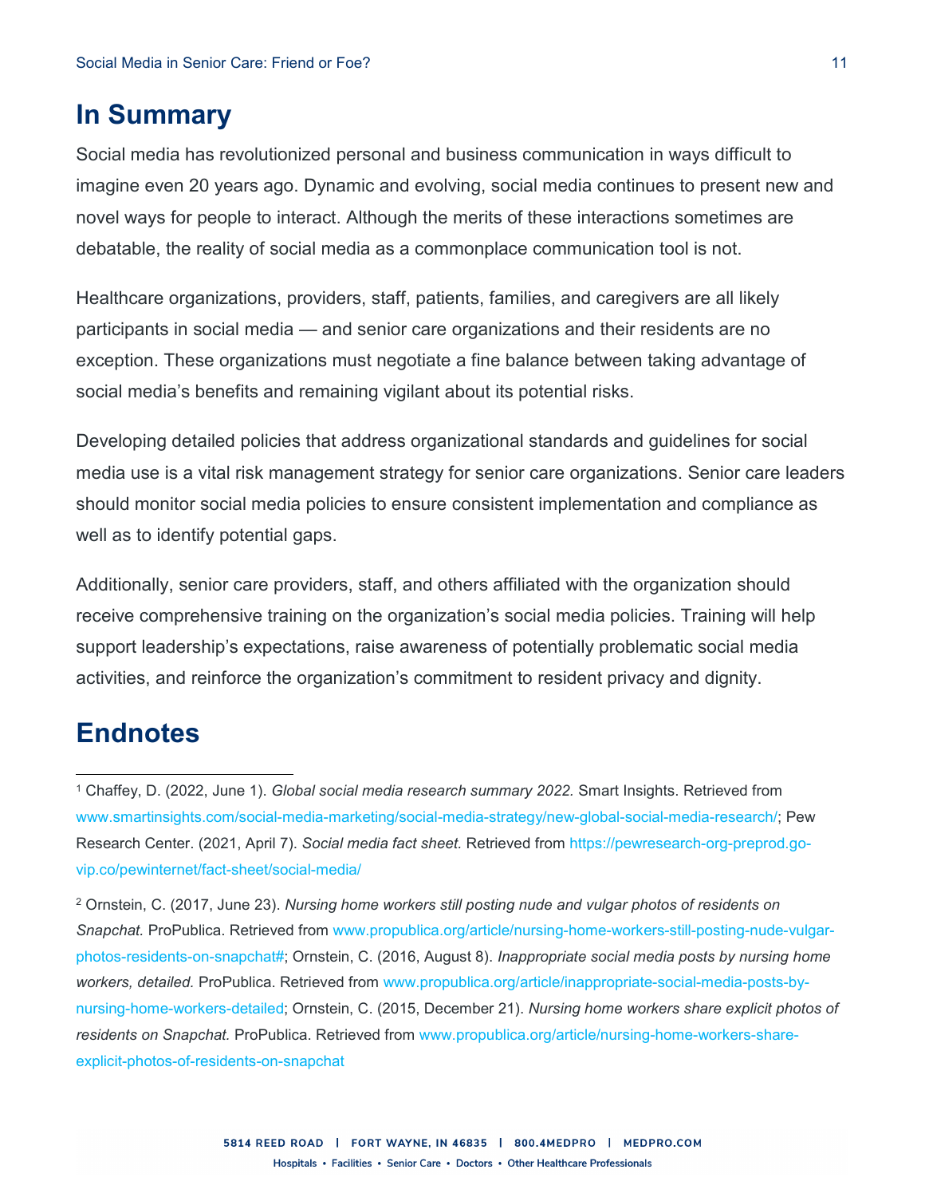## In Summary

Social media has revolutionized personal and business communication in ways difficult to imagine even 20 years ago. Dynamic and evolving, social media continues to present new and novel ways for people to interact. Although the merits of these interactions sometimes are debatable, the reality of social media as a commonplace communication tool is not.

Healthcare organizations, providers, staff, patients, families, and caregivers are all likely participants in social media — and senior care organizations and their residents are no exception. These organizations must negotiate a fine balance between taking advantage of social media's benefits and remaining vigilant about its potential risks.

Developing detailed policies that address organizational standards and guidelines for social media use is a vital risk management strategy for senior care organizations. Senior care leaders should monitor social media policies to ensure consistent implementation and compliance as well as to identify potential gaps.

Additionally, senior care providers, staff, and others affiliated with the organization should receive comprehensive training on the organization's social media policies. Training will help support leadership's expectations, raise awareness of potentially problematic social media activities, and reinforce the organization's commitment to resident privacy and dignity.

## Endnotes

[1] Chaffey, D. (2022, June 1). *Global social media research summary 2022.* Smart Insights. Retrieved from www.smartinsights.com/social-media-marketing/social-media-strategy/new-global-social-media-research/; Pew Research Center. (2021, April 7). *Social media fact sheet.* Retrieved from https://pewresearch-org-preprod.go-vip.co/pewinternet/fact-sheet/social-media/

[2] Ornstein, C. (2017, June 23). *Nursing home workers still posting nude and vulgar photos of residents on Snapchat.* ProPublica. Retrieved from www.propublica.org/article/nursing-home-workers-still-posting-nude-vulgar-photos-residents-on-snapchat#; Ornstein, C. (2016, August 8). *Inappropriate social media posts by nursing home workers, detailed.* ProPublica. Retrieved from www.propublica.org/article/inappropriate-social-media-posts-by-nursing-home-workers-detailed; Ornstein, C. (2015, December 21). *Nursing home workers share explicit photos of residents on Snapchat.* ProPublica. Retrieved from www.propublica.org/article/nursing-home-workers-share-explicit-photos-of-residents-on-snapchat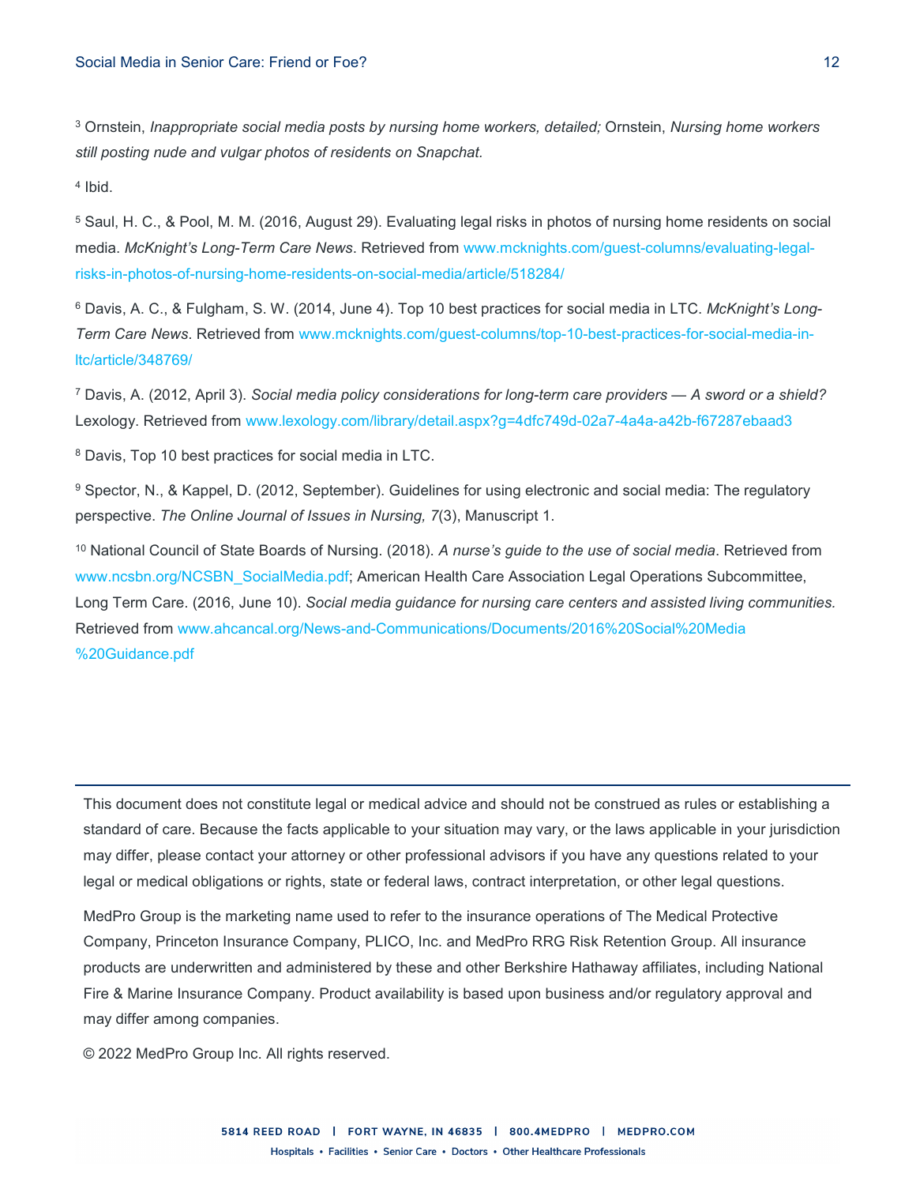[3] Ornstein, *Inappropriate social media posts by nursing home workers, detailed;* Ornstein, *Nursing home workers still posting nude and vulgar photos of residents on Snapchat.*

[4] Ibid.

[5] Saul, H. C., & Pool, M. M. (2016, August 29). Evaluating legal risks in photos of nursing home residents on social media. *McKnight's Long-Term Care News*. Retrieved from www.mcknights.com/guest-columns/evaluating-legal-risks-in-photos-of-nursing-home-residents-on-social-media/article/518284/

[6] Davis, A. C., & Fulgham, S. W. (2014, June 4). Top 10 best practices for social media in LTC. *McKnight's Long-Term Care News*. Retrieved from www.mcknights.com/guest-columns/top-10-best-practices-for-social-media-in-ltc/article/348769/

[7] Davis, A. (2012, April 3). *Social media policy considerations for long-term care providers — A sword or a shield?* Lexology. Retrieved from www.lexology.com/library/detail.aspx?g=4dfc749d-02a7-4a4a-a42b-f67287ebaad3

[8] Davis, Top 10 best practices for social media in LTC.

[9] Spector, N., & Kappel, D. (2012, September). Guidelines for using electronic and social media: The regulatory perspective. *The Online Journal of Issues in Nursing, 7*(3), Manuscript 1.

[10] National Council of State Boards of Nursing. (2018). *A nurse's guide to the use of social media*. Retrieved from www.ncsbn.org/NCSBN_SocialMedia.pdf; American Health Care Association Legal Operations Subcommittee, Long Term Care. (2016, June 10). *Social media guidance for nursing care centers and assisted living communities.* Retrieved from www.ahcancal.org/News-and-Communications/Documents/2016%20Social%20Media%20Guidance.pdf

---

This document does not constitute legal or medical advice and should not be construed as rules or establishing a standard of care. Because the facts applicable to your situation may vary, or the laws applicable in your jurisdiction may differ, please contact your attorney or other professional advisors if you have any questions related to your legal or medical obligations or rights, state or federal laws, contract interpretation, or other legal questions.

MedPro Group is the marketing name used to refer to the insurance operations of The Medical Protective Company, Princeton Insurance Company, PLICO, Inc. and MedPro RRG Risk Retention Group. All insurance products are underwritten and administered by these and other Berkshire Hathaway affiliates, including National Fire & Marine Insurance Company. Product availability is based upon business and/or regulatory approval and may differ among companies.

© 2022 MedPro Group Inc. All rights reserved.

5814 REED ROAD | FORT WAYNE, IN 46835 | 800.4MEDPRO | MEDPRO.COM

Hospitals • Facilities • Senior Care • Doctors • Other Healthcare Professionals